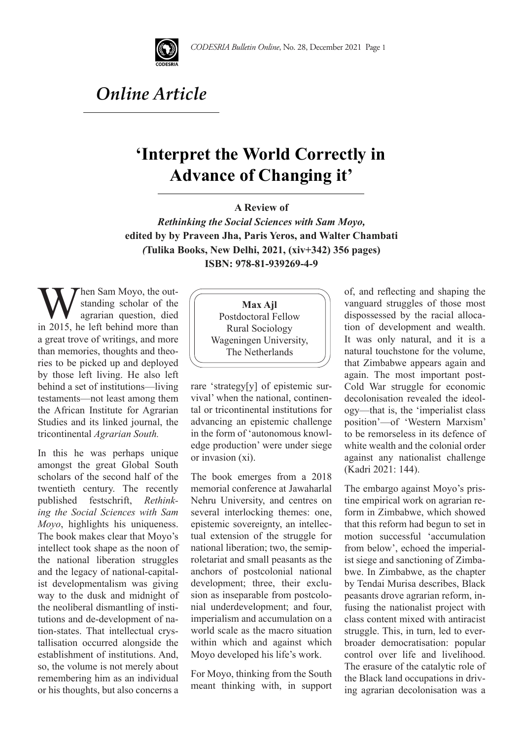# *Online Article*

# 'Interpret the World Correctly in Advance of Changing it'

**A Review of**

***Rethinking the Social Sciences with Sam Moyo,***
**edited by by Praveen Jha, Paris Yeros, and Walter Chambati**
***(*****Tulika Books, New Delhi, 2021, (xiv+342) 356 pages)**
**ISBN: 978-81-939269-4-9**

**Max Ajl**
Postdoctoral Fellow
Rural Sociology
Wageningen University,
The Netherlands

When Sam Moyo, the outstanding scholar of the agrarian question, died in 2015, he left behind more than a great trove of writings, and more than memories, thoughts and theories to be picked up and deployed by those left living. He also left behind a set of institutions—living testaments—not least among them the African Institute for Agrarian Studies and its linked journal, the tricontinental *Agrarian South.*

In this he was perhaps unique amongst the great Global South scholars of the second half of the twentieth century. The recently published festschrift, *Rethinking the Social Sciences with Sam Moyo*, highlights his uniqueness. The book makes clear that Moyo's intellect took shape as the noon of the national liberation struggles and the legacy of national-capitalist developmentalism was giving way to the dusk and midnight of the neoliberal dismantling of institutions and de-development of nation-states. That intellectual crystallisation occurred alongside the establishment of institutions. And, so, the volume is not merely about remembering him as an individual or his thoughts, but also concerns a rare 'strategy[y] of epistemic survival' when the national, continental or tricontinental institutions for advancing an epistemic challenge in the form of 'autonomous knowledge production' were under siege or invasion (xi).

The book emerges from a 2018 memorial conference at Jawaharlal Nehru University, and centres on several interlocking themes: one, epistemic sovereignty, an intellectual extension of the struggle for national liberation; two, the semiproletariat and small peasants as the anchors of postcolonial national development; three, their exclusion as inseparable from postcolonial underdevelopment; and four, imperialism and accumulation on a world scale as the macro situation within which and against which Moyo developed his life's work.

For Moyo, thinking from the South meant thinking with, in support of, and reflecting and shaping the vanguard struggles of those most dispossessed by the racial allocation of development and wealth. It was only natural, and it is a natural touchstone for the volume, that Zimbabwe appears again and again. The most important post-Cold War struggle for economic decolonisation revealed the ideology—that is, the 'imperialist class position'—of 'Western Marxism' to be remorseless in its defence of white wealth and the colonial order against any nationalist challenge (Kadri 2021: 144).

The embargo against Moyo's pristine empirical work on agrarian reform in Zimbabwe, which showed that this reform had begun to set in motion successful 'accumulation from below', echoed the imperialist siege and sanctioning of Zimbabwe. In Zimbabwe, as the chapter by Tendai Murisa describes, Black peasants drove agrarian reform, infusing the nationalist project with class content mixed with antiracist struggle. This, in turn, led to ever-broader democratisation: popular control over life and livelihood. The erasure of the catalytic role of the Black land occupations in driving agrarian decolonisation was a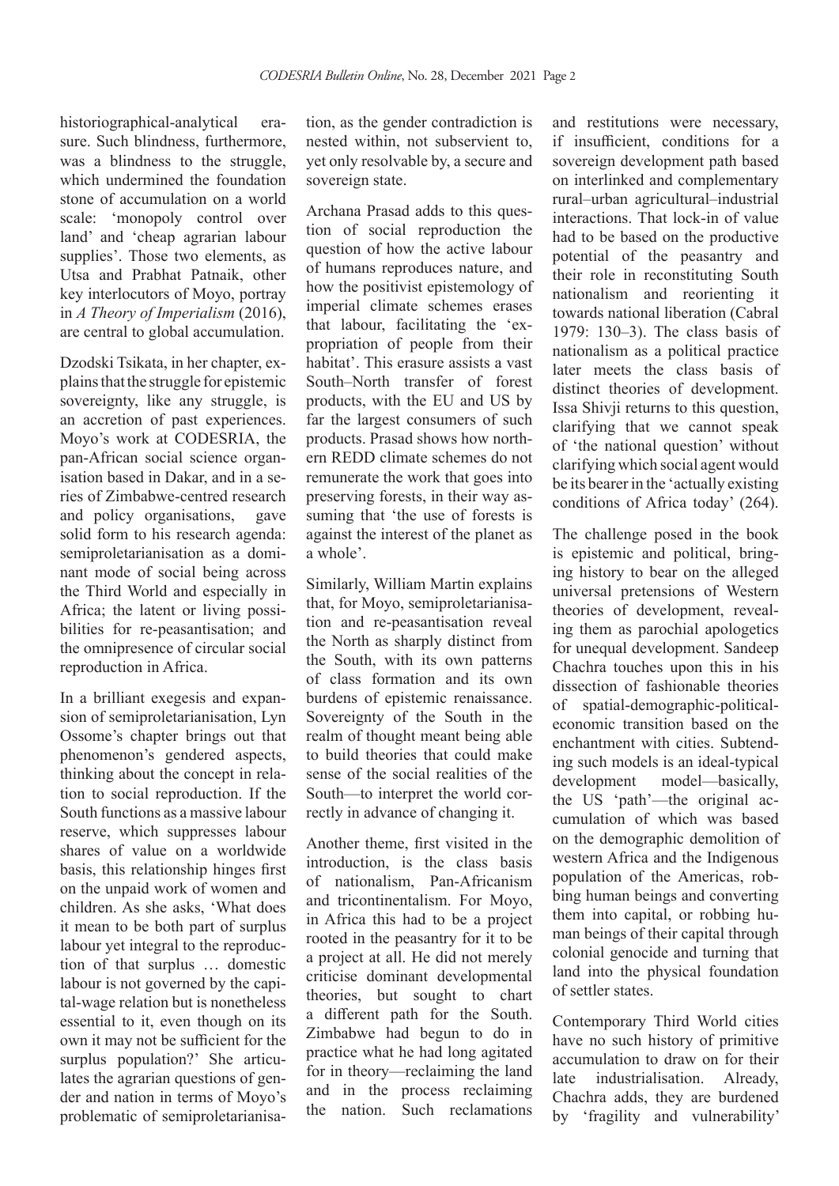historiographical-analytical erasure. Such blindness, furthermore, was a blindness to the struggle, which undermined the foundation stone of accumulation on a world scale: 'monopoly control over land' and 'cheap agrarian labour supplies'. Those two elements, as Utsa and Prabhat Patnaik, other key interlocutors of Moyo, portray in *A Theory of Imperialism* (2016), are central to global accumulation.

Dzodski Tsikata, in her chapter, explains that the struggle for epistemic sovereignty, like any struggle, is an accretion of past experiences. Moyo's work at CODESRIA, the pan-African social science organisation based in Dakar, and in a series of Zimbabwe-centred research and policy organisations, gave solid form to his research agenda: semiproletarianisation as a dominant mode of social being across the Third World and especially in Africa; the latent or living possibilities for re-peasantisation; and the omnipresence of circular social reproduction in Africa.

In a brilliant exegesis and expansion of semiproletarianisation, Lyn Ossome's chapter brings out that phenomenon's gendered aspects, thinking about the concept in relation to social reproduction. If the South functions as a massive labour reserve, which suppresses labour shares of value on a worldwide basis, this relationship hinges first on the unpaid work of women and children. As she asks, 'What does it mean to be both part of surplus labour yet integral to the reproduction of that surplus … domestic labour is not governed by the capital-wage relation but is nonetheless essential to it, even though on its own it may not be sufficient for the surplus population?' She articulates the agrarian questions of gender and nation in terms of Moyo's problematic of semiproletarianisation, as the gender contradiction is nested within, not subservient to, yet only resolvable by, a secure and sovereign state.

Archana Prasad adds to this question of social reproduction the question of how the active labour of humans reproduces nature, and how the positivist epistemology of imperial climate schemes erases that labour, facilitating the 'expropriation of people from their habitat'. This erasure assists a vast South–North transfer of forest products, with the EU and US by far the largest consumers of such products. Prasad shows how northern REDD climate schemes do not remunerate the work that goes into preserving forests, in their way assuming that 'the use of forests is against the interest of the planet as a whole'.

Similarly, William Martin explains that, for Moyo, semiproletarianisation and re-peasantisation reveal the North as sharply distinct from the South, with its own patterns of class formation and its own burdens of epistemic renaissance. Sovereignty of the South in the realm of thought meant being able to build theories that could make sense of the social realities of the South—to interpret the world correctly in advance of changing it.

Another theme, first visited in the introduction, is the class basis of nationalism, Pan-Africanism and tricontinentalism. For Moyo, in Africa this had to be a project rooted in the peasantry for it to be a project at all. He did not merely criticise dominant developmental theories, but sought to chart a different path for the South. Zimbabwe had begun to do in practice what he had long agitated for in theory—reclaiming the land and in the process reclaiming the nation. Such reclamations and restitutions were necessary, if insufficient, conditions for a sovereign development path based on interlinked and complementary rural–urban agricultural–industrial interactions. That lock-in of value had to be based on the productive potential of the peasantry and their role in reconstituting South nationalism and reorienting it towards national liberation (Cabral 1979: 130–3). The class basis of nationalism as a political practice later meets the class basis of distinct theories of development. Issa Shivji returns to this question, clarifying that we cannot speak of 'the national question' without clarifying which social agent would be its bearer in the 'actually existing conditions of Africa today' (264).

The challenge posed in the book is epistemic and political, bringing history to bear on the alleged universal pretensions of Western theories of development, revealing them as parochial apologetics for unequal development. Sandeep Chachra touches upon this in his dissection of fashionable theories of spatial-demographic-political-economic transition based on the enchantment with cities. Subtending such models is an ideal-typical development model—basically, the US 'path'—the original accumulation of which was based on the demographic demolition of western Africa and the Indigenous population of the Americas, robbing human beings and converting them into capital, or robbing human beings of their capital through colonial genocide and turning that land into the physical foundation of settler states.

Contemporary Third World cities have no such history of primitive accumulation to draw on for their late industrialisation. Already, Chachra adds, they are burdened by 'fragility and vulnerability'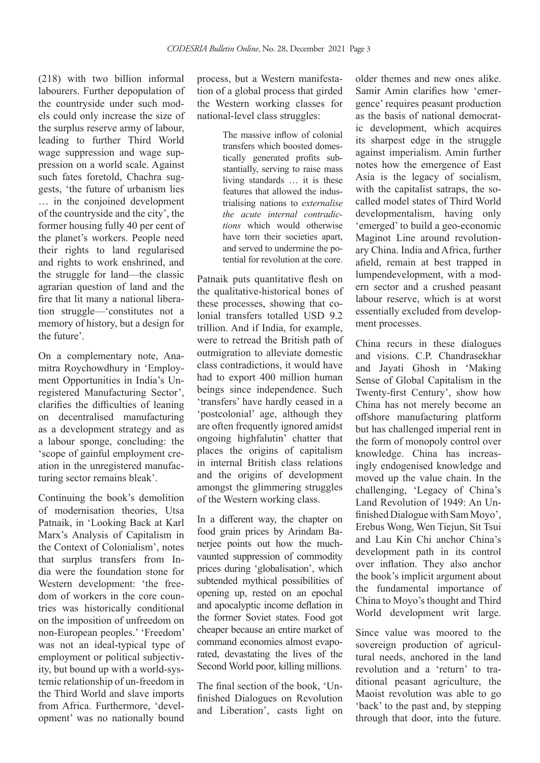(218) with two billion informal labourers. Further depopulation of the countryside under such models could only increase the size of the surplus reserve army of labour, leading to further Third World wage suppression and wage suppression on a world scale. Against such fates foretold, Chachra suggests, 'the future of urbanism lies … in the conjoined development of the countryside and the city', the former housing fully 40 per cent of the planet's workers. People need their rights to land regularised and rights to work enshrined, and the struggle for land—the classic agrarian question of land and the fire that lit many a national liberation struggle—'constitutes not a memory of history, but a design for the future'.

On a complementary note, Anamitra Roychowdhury in 'Employment Opportunities in India's Unregistered Manufacturing Sector', clarifies the difficulties of leaning on decentralised manufacturing as a development strategy and as a labour sponge, concluding: the 'scope of gainful employment creation in the unregistered manufacturing sector remains bleak'.

Continuing the book's demolition of modernisation theories, Utsa Patnaik, in 'Looking Back at Karl Marx's Analysis of Capitalism in the Context of Colonialism', notes that surplus transfers from India were the foundation stone for Western development: 'the freedom of workers in the core countries was historically conditional on the imposition of unfreedom on non-European peoples.' 'Freedom' was not an ideal-typical type of employment or political subjectivity, but bound up with a world-systemic relationship of un-freedom in the Third World and slave imports from Africa. Furthermore, 'development' was no nationally bound process, but a Western manifestation of a global process that girded the Western working classes for national-level class struggles:

> The massive inflow of colonial transfers which boosted domestically generated profits substantially, serving to raise mass living standards … it is these features that allowed the industrialising nations to *externalise the acute internal contradictions* which would otherwise have torn their societies apart, and served to undermine the potential for revolution at the core.

Patnaik puts quantitative flesh on the qualitative-historical bones of these processes, showing that colonial transfers totalled USD 9.2 trillion. And if India, for example, were to retread the British path of outmigration to alleviate domestic class contradictions, it would have had to export 400 million human beings since independence. Such 'transfers' have hardly ceased in a 'postcolonial' age, although they are often frequently ignored amidst ongoing highfalutin' chatter that places the origins of capitalism in internal British class relations and the origins of development amongst the glimmering struggles of the Western working class.

In a different way, the chapter on food grain prices by Arindam Banerjee points out how the much-vaunted suppression of commodity prices during 'globalisation', which subtended mythical possibilities of opening up, rested on an epochal and apocalyptic income deflation in the former Soviet states. Food got cheaper because an entire market of command economies almost evaporated, devastating the lives of the Second World poor, killing millions.

The final section of the book, 'Unfinished Dialogues on Revolution and Liberation', casts light on older themes and new ones alike. Samir Amin clarifies how 'emergence' requires peasant production as the basis of national democratic development, which acquires its sharpest edge in the struggle against imperialism. Amin further notes how the emergence of East Asia is the legacy of socialism, with the capitalist satraps, the so-called model states of Third World developmentalism, having only 'emerged' to build a geo-economic Maginot Line around revolutionary China. India and Africa, further afield, remain at best trapped in lumpendevelopment, with a modern sector and a crushed peasant labour reserve, which is at worst essentially excluded from development processes.

China recurs in these dialogues and visions. C.P. Chandrasekhar and Jayati Ghosh in 'Making Sense of Global Capitalism in the Twenty-first Century', show how China has not merely become an offshore manufacturing platform but has challenged imperial rent in the form of monopoly control over knowledge. China has increasingly endogenised knowledge and moved up the value chain. In the challenging, 'Legacy of China's Land Revolution of 1949: An Unfinished Dialogue with Sam Moyo', Erebus Wong, Wen Tiejun, Sit Tsui and Lau Kin Chi anchor China's development path in its control over inflation. They also anchor the book's implicit argument about the fundamental importance of China to Moyo's thought and Third World development writ large.

Since value was moored to the sovereign production of agricultural needs, anchored in the land revolution and a 'return' to traditional peasant agriculture, the Maoist revolution was able to go 'back' to the past and, by stepping through that door, into the future.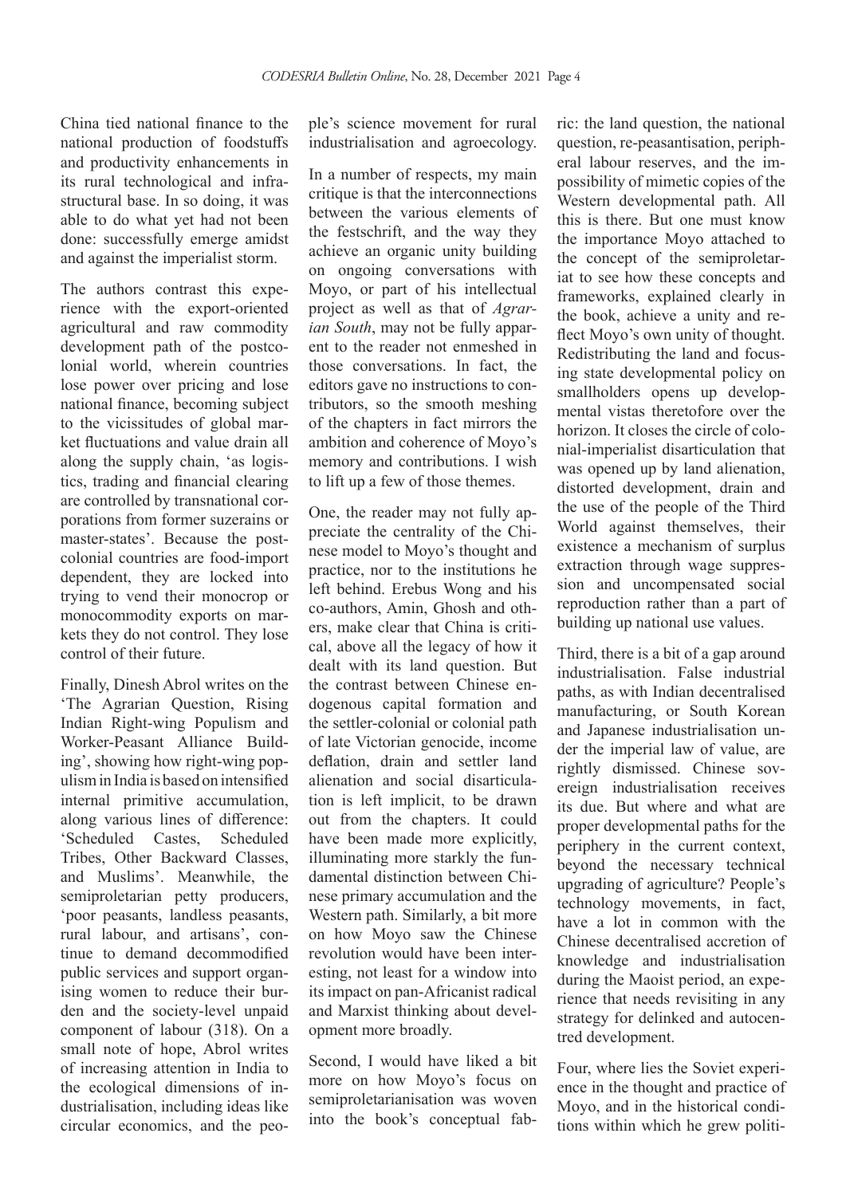China tied national finance to the national production of foodstuffs and productivity enhancements in its rural technological and infrastructural base. In so doing, it was able to do what yet had not been done: successfully emerge amidst and against the imperialist storm.

The authors contrast this experience with the export-oriented agricultural and raw commodity development path of the postcolonial world, wherein countries lose power over pricing and lose national finance, becoming subject to the vicissitudes of global market fluctuations and value drain all along the supply chain, 'as logistics, trading and financial clearing are controlled by transnational corporations from former suzerains or master-states'. Because the postcolonial countries are food-import dependent, they are locked into trying to vend their monocrop or monocommodity exports on markets they do not control. They lose control of their future.

Finally, Dinesh Abrol writes on the 'The Agrarian Question, Rising Indian Right-wing Populism and Worker-Peasant Alliance Building', showing how right-wing populism in India is based on intensified internal primitive accumulation, along various lines of difference: 'Scheduled Castes, Scheduled Tribes, Other Backward Classes, and Muslims'. Meanwhile, the semiproletarian petty producers, 'poor peasants, landless peasants, rural labour, and artisans', continue to demand decommodified public services and support organising women to reduce their burden and the society-level unpaid component of labour (318). On a small note of hope, Abrol writes of increasing attention in India to the ecological dimensions of industrialisation, including ideas like circular economics, and the people's science movement for rural industrialisation and agroecology.

In a number of respects, my main critique is that the interconnections between the various elements of the festschrift, and the way they achieve an organic unity building on ongoing conversations with Moyo, or part of his intellectual project as well as that of *Agrarian South*, may not be fully apparent to the reader not enmeshed in those conversations. In fact, the editors gave no instructions to contributors, so the smooth meshing of the chapters in fact mirrors the ambition and coherence of Moyo's memory and contributions. I wish to lift up a few of those themes.

One, the reader may not fully appreciate the centrality of the Chinese model to Moyo's thought and practice, nor to the institutions he left behind. Erebus Wong and his co-authors, Amin, Ghosh and others, make clear that China is critical, above all the legacy of how it dealt with its land question. But the contrast between Chinese endogenous capital formation and the settler-colonial or colonial path of late Victorian genocide, income deflation, drain and settler land alienation and social disarticulation is left implicit, to be drawn out from the chapters. It could have been made more explicitly, illuminating more starkly the fundamental distinction between Chinese primary accumulation and the Western path. Similarly, a bit more on how Moyo saw the Chinese revolution would have been interesting, not least for a window into its impact on pan-Africanist radical and Marxist thinking about development more broadly.

Second, I would have liked a bit more on how Moyo's focus on semiproletarianisation was woven into the book's conceptual fabric: the land question, the national question, re-peasantisation, peripheral labour reserves, and the impossibility of mimetic copies of the Western developmental path. All this is there. But one must know the importance Moyo attached to the concept of the semiproletariat to see how these concepts and frameworks, explained clearly in the book, achieve a unity and reflect Moyo's own unity of thought. Redistributing the land and focusing state developmental policy on smallholders opens up developmental vistas theretofore over the horizon. It closes the circle of colonial-imperialist disarticulation that was opened up by land alienation, distorted development, drain and the use of the people of the Third World against themselves, their existence a mechanism of surplus extraction through wage suppression and uncompensated social reproduction rather than a part of building up national use values.

Third, there is a bit of a gap around industrialisation. False industrial paths, as with Indian decentralised manufacturing, or South Korean and Japanese industrialisation under the imperial law of value, are rightly dismissed. Chinese sovereign industrialisation receives its due. But where and what are proper developmental paths for the periphery in the current context, beyond the necessary technical upgrading of agriculture? People's technology movements, in fact, have a lot in common with the Chinese decentralised accretion of knowledge and industrialisation during the Maoist period, an experience that needs revisiting in any strategy for delinked and autocentred development.

Four, where lies the Soviet experience in the thought and practice of Moyo, and in the historical conditions within which he grew politi-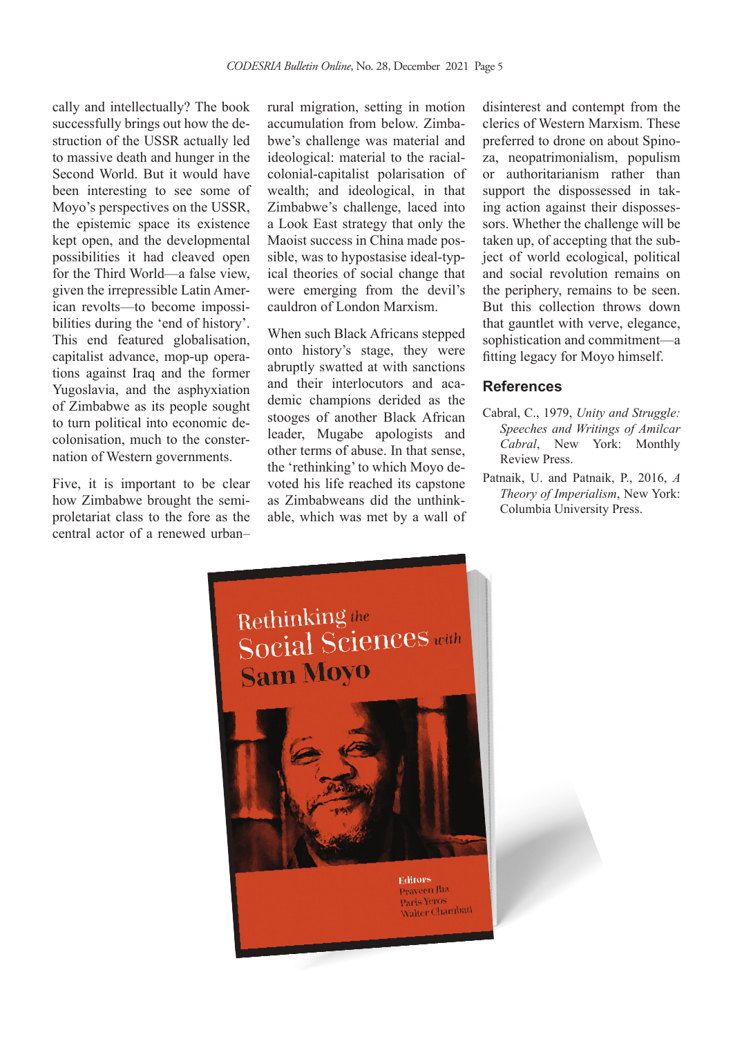cally and intellectually? The book successfully brings out how the destruction of the USSR actually led to massive death and hunger in the Second World. But it would have been interesting to see some of Moyo's perspectives on the USSR, the epistemic space its existence kept open, and the developmental possibilities it had cleaved open for the Third World—a false view, given the irrepressible Latin American revolts—to become impossibilities during the 'end of history'. This end featured globalisation, capitalist advance, mop-up operations against Iraq and the former Yugoslavia, and the asphyxiation of Zimbabwe as its people sought to turn political into economic decolonisation, much to the consternation of Western governments.

Five, it is important to be clear how Zimbabwe brought the semi-proletariat class to the fore as the central actor of a renewed urban–rural migration, setting in motion accumulation from below. Zimbabwe's challenge was material and ideological: material to the racial-colonial-capitalist polarisation of wealth; and ideological, in that Zimbabwe's challenge, laced into a Look East strategy that only the Maoist success in China made possible, was to hypostasise ideal-typical theories of social change that were emerging from the devil's cauldron of London Marxism.

When such Black Africans stepped onto history's stage, they were abruptly swatted at with sanctions and their interlocutors and academic champions derided as the stooges of another Black African leader, Mugabe apologists and other terms of abuse. In that sense, the 'rethinking' to which Moyo devoted his life reached its capstone as Zimbabweans did the unthinkable, which was met by a wall of disinterest and contempt from the clerics of Western Marxism. These preferred to drone on about Spinoza, neopatrimonialism, populism or authoritarianism rather than support the dispossessed in taking action against their dispossessors. Whether the challenge will be taken up, of accepting that the subject of world ecological, political and social revolution remains on the periphery, remains to be seen. But this collection throws down that gauntlet with verve, elegance, sophistication and commitment—a fitting legacy for Moyo himself.

## References

Cabral, C., 1979, *Unity and Struggle: Speeches and Writings of Amilcar Cabral*, New York: Monthly Review Press.

Patnaik, U. and Patnaik, P., 2016, *A Theory of Imperialism*, New York: Columbia University Press.

Rethinking the Social Sciences with Sam Moyo

Editors
Praveen Jha
Paris Yeros
Walter Chambati